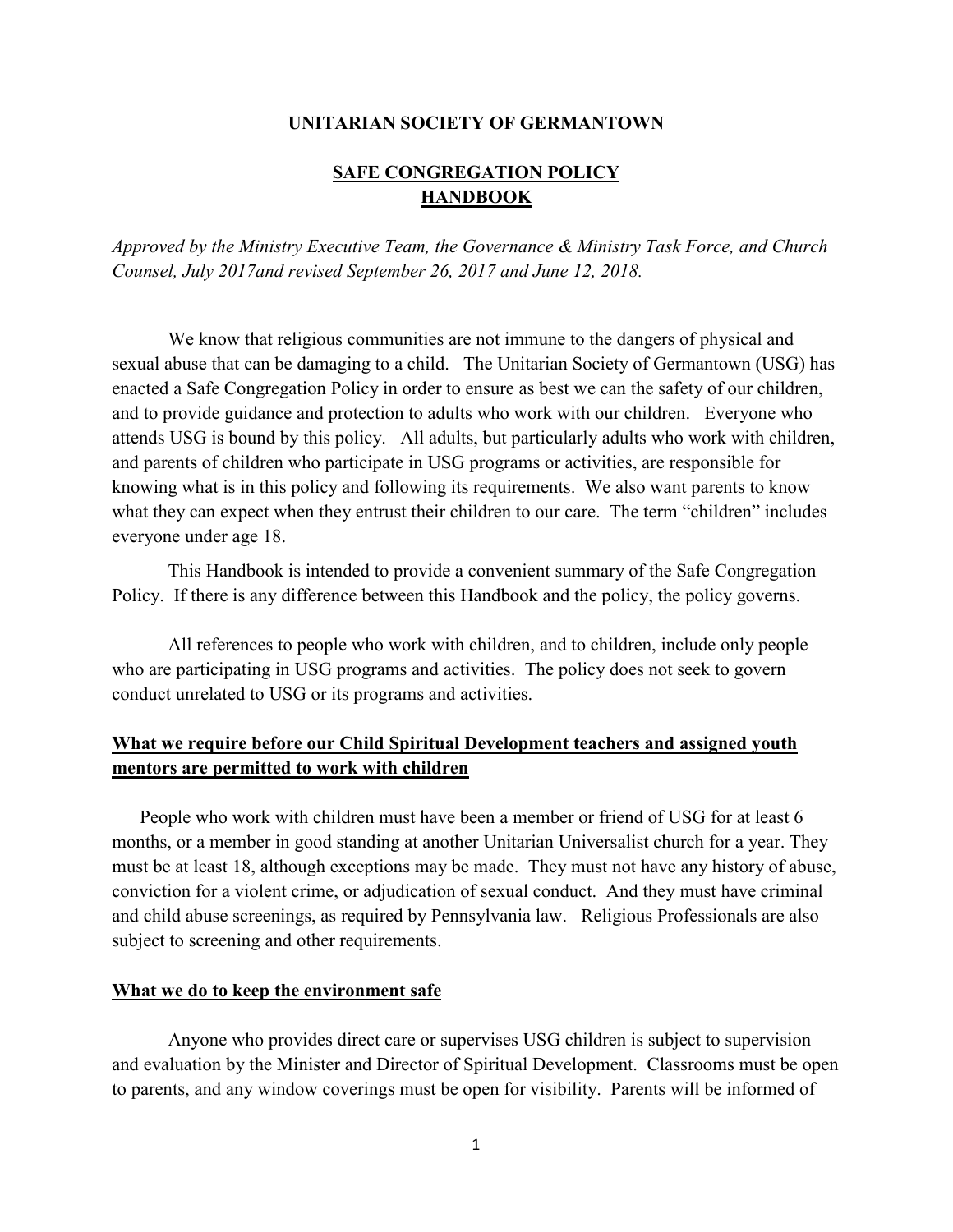**UNITARIAN SOCIETY OF GERMANTOWN**

# SAFE CONGREGATION POLICY HANDBOOK

*Approved by the Ministry Executive Team, the Governance & Ministry Task Force, and Church Counsel, July 2017and revised September 26, 2017 and June 12, 2018.*

We know that religious communities are not immune to the dangers of physical and sexual abuse that can be damaging to a child. The Unitarian Society of Germantown (USG) has enacted a Safe Congregation Policy in order to ensure as best we can the safety of our children, and to provide guidance and protection to adults who work with our children. Everyone who attends USG is bound by this policy. All adults, but particularly adults who work with children, and parents of children who participate in USG programs or activities, are responsible for knowing what is in this policy and following its requirements. We also want parents to know what they can expect when they entrust their children to our care. The term "children" includes everyone under age 18.

This Handbook is intended to provide a convenient summary of the Safe Congregation Policy. If there is any difference between this Handbook and the policy, the policy governs.

All references to people who work with children, and to children, include only people who are participating in USG programs and activities. The policy does not seek to govern conduct unrelated to USG or its programs and activities.

## What we require before our Child Spiritual Development teachers and assigned youth mentors are permitted to work with children

People who work with children must have been a member or friend of USG for at least 6 months, or a member in good standing at another Unitarian Universalist church for a year. They must be at least 18, although exceptions may be made. They must not have any history of abuse, conviction for a violent crime, or adjudication of sexual conduct. And they must have criminal and child abuse screenings, as required by Pennsylvania law. Religious Professionals are also subject to screening and other requirements.

## What we do to keep the environment safe

Anyone who provides direct care or supervises USG children is subject to supervision and evaluation by the Minister and Director of Spiritual Development. Classrooms must be open to parents, and any window coverings must be open for visibility. Parents will be informed of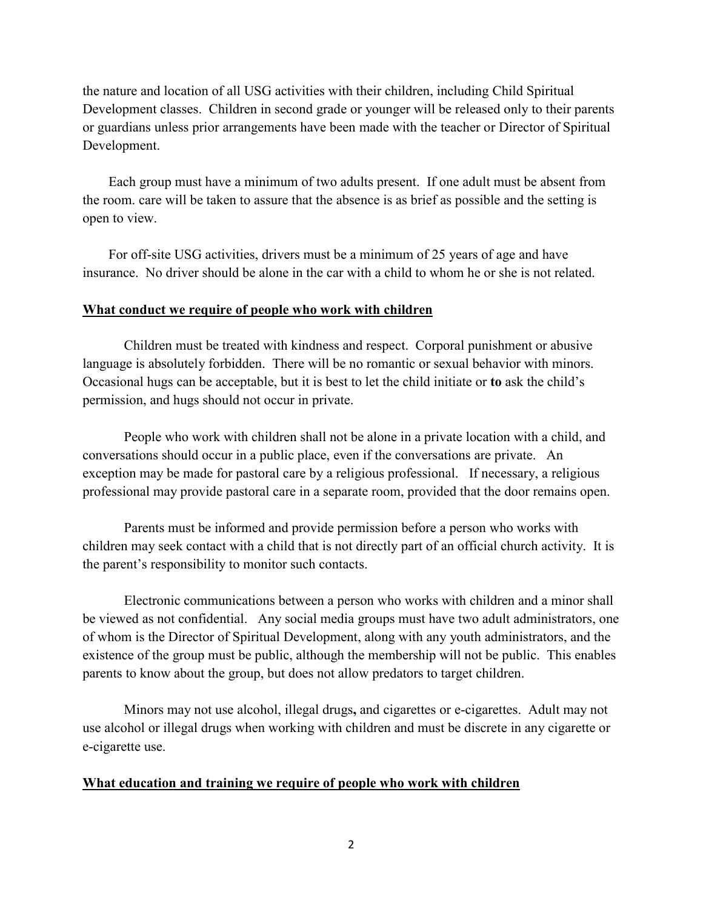the nature and location of all USG activities with their children, including Child Spiritual Development classes. Children in second grade or younger will be released only to their parents or guardians unless prior arrangements have been made with the teacher or Director of Spiritual Development.

Each group must have a minimum of two adults present. If one adult must be absent from the room. care will be taken to assure that the absence is as brief as possible and the setting is open to view.

For off-site USG activities, drivers must be a minimum of 25 years of age and have insurance. No driver should be alone in the car with a child to whom he or she is not related.

**What conduct we require of people who work with children**

Children must be treated with kindness and respect. Corporal punishment or abusive language is absolutely forbidden. There will be no romantic or sexual behavior with minors. Occasional hugs can be acceptable, but it is best to let the child initiate or **to** ask the child's permission, and hugs should not occur in private.

People who work with children shall not be alone in a private location with a child, and conversations should occur in a public place, even if the conversations are private. An exception may be made for pastoral care by a religious professional. If necessary, a religious professional may provide pastoral care in a separate room, provided that the door remains open.

Parents must be informed and provide permission before a person who works with children may seek contact with a child that is not directly part of an official church activity. It is the parent's responsibility to monitor such contacts.

Electronic communications between a person who works with children and a minor shall be viewed as not confidential. Any social media groups must have two adult administrators, one of whom is the Director of Spiritual Development, along with any youth administrators, and the existence of the group must be public, although the membership will not be public. This enables parents to know about the group, but does not allow predators to target children.

Minors may not use alcohol, illegal drugs**,** and cigarettes or e-cigarettes. Adult may not use alcohol or illegal drugs when working with children and must be discrete in any cigarette or e-cigarette use.

**What education and training we require of people who work with children**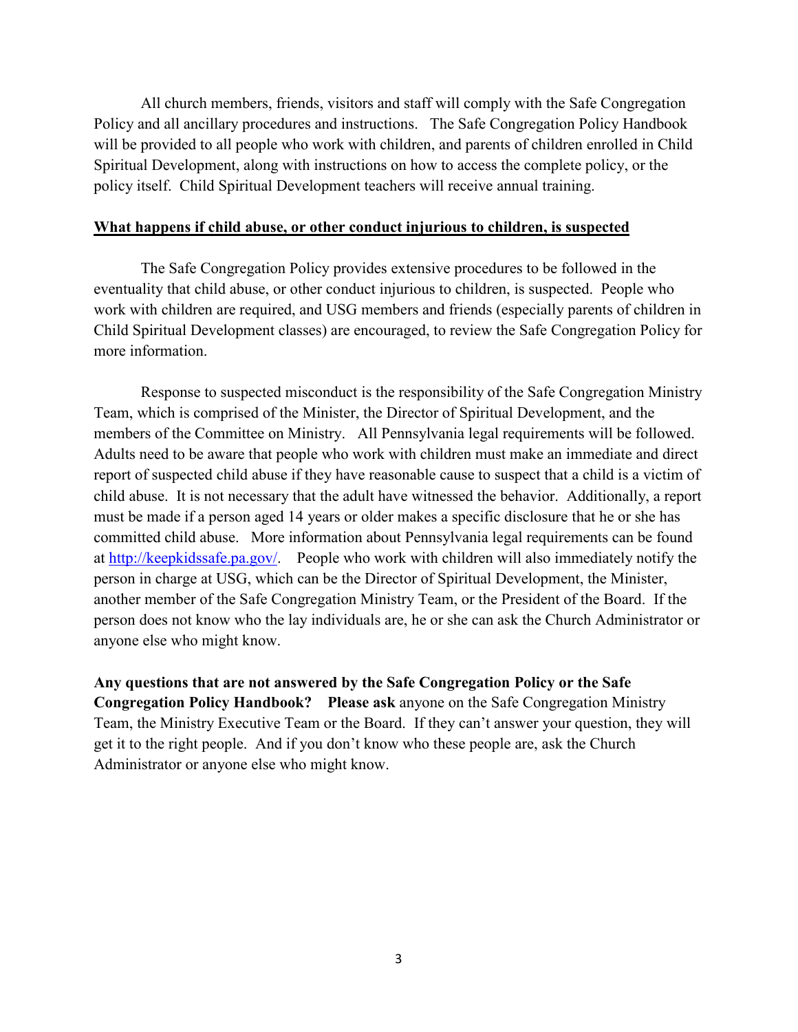All church members, friends, visitors and staff will comply with the Safe Congregation Policy and all ancillary procedures and instructions. The Safe Congregation Policy Handbook will be provided to all people who work with children, and parents of children enrolled in Child Spiritual Development, along with instructions on how to access the complete policy, or the policy itself. Child Spiritual Development teachers will receive annual training.

**What happens if child abuse, or other conduct injurious to children, is suspected**

The Safe Congregation Policy provides extensive procedures to be followed in the eventuality that child abuse, or other conduct injurious to children, is suspected. People who work with children are required, and USG members and friends (especially parents of children in Child Spiritual Development classes) are encouraged, to review the Safe Congregation Policy for more information.

Response to suspected misconduct is the responsibility of the Safe Congregation Ministry Team, which is comprised of the Minister, the Director of Spiritual Development, and the members of the Committee on Ministry. All Pennsylvania legal requirements will be followed. Adults need to be aware that people who work with children must make an immediate and direct report of suspected child abuse if they have reasonable cause to suspect that a child is a victim of child abuse. It is not necessary that the adult have witnessed the behavior. Additionally, a report must be made if a person aged 14 years or older makes a specific disclosure that he or she has committed child abuse. More information about Pennsylvania legal requirements can be found at http://keepkidssafe.pa.gov/. People who work with children will also immediately notify the person in charge at USG, which can be the Director of Spiritual Development, the Minister, another member of the Safe Congregation Ministry Team, or the President of the Board. If the person does not know who the lay individuals are, he or she can ask the Church Administrator or anyone else who might know.

**Any questions that are not answered by the Safe Congregation Policy or the Safe Congregation Policy Handbook? Please ask** anyone on the Safe Congregation Ministry Team, the Ministry Executive Team or the Board. If they can't answer your question, they will get it to the right people. And if you don't know who these people are, ask the Church Administrator or anyone else who might know.